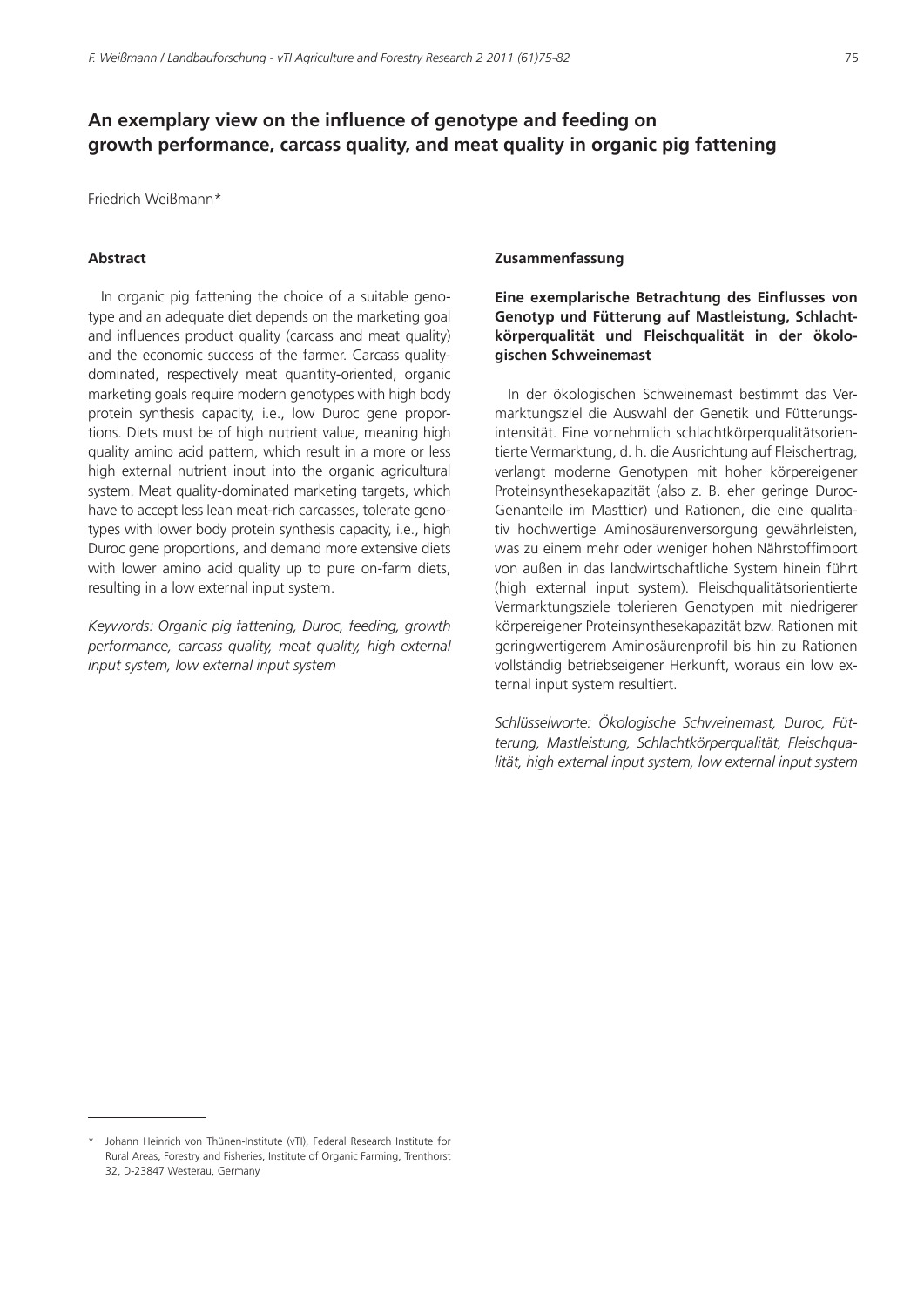# An exemplary view on the influence of genotype and feeding on growth performance, carcass quality, and meat quality in organic pig fattening

Friedrich Weißmann*

## Abstract

In organic pig fattening the choice of a suitable genotype and an adequate diet depends on the marketing goal and influences product quality (carcass and meat quality) and the economic success of the farmer. Carcass quality-dominated, respectively meat quantity-oriented, organic marketing goals require modern genotypes with high body protein synthesis capacity, i.e., low Duroc gene proportions. Diets must be of high nutrient value, meaning high quality amino acid pattern, which result in a more or less high external nutrient input into the organic agricultural system. Meat quality-dominated marketing targets, which have to accept less lean meat-rich carcasses, tolerate genotypes with lower body protein synthesis capacity, i.e., high Duroc gene proportions, and demand more extensive diets with lower amino acid quality up to pure on-farm diets, resulting in a low external input system.

*Keywords: Organic pig fattening, Duroc, feeding, growth performance, carcass quality, meat quality, high external input system, low external input system*

## Zusammenfassung

**Eine exemplarische Betrachtung des Einflusses von Genotyp und Fütterung auf Mastleistung, Schlachtkörperqualität und Fleischqualität in der ökologischen Schweinemast**

In der ökologischen Schweinemast bestimmt das Vermarktungsziel die Auswahl der Genetik und Fütterungsintensität. Eine vornehmlich schlachtkörperqualitätsorientierte Vermarktung, d. h. die Ausrichtung auf Fleischertrag, verlangt moderne Genotypen mit hoher körpereigener Proteinsynthesekapazität (also z. B. eher geringe Duroc-Genanteile im Masttier) und Rationen, die eine qualitativ hochwertige Aminosäurenversorgung gewährleisten, was zu einem mehr oder weniger hohen Nährstoffimport von außen in das landwirtschaftliche System hinein führt (high external input system). Fleischqualitätsorientierte Vermarktungsziele tolerieren Genotypen mit niedrigerer körpereigener Proteinsynthesekapazität bzw. Rationen mit geringwertigerem Aminosäurenprofil bis hin zu Rationen vollständig betriebseigener Herkunft, woraus ein low external input system resultiert.

*Schlüsselworte: Ökologische Schweinemast, Duroc, Fütterung, Mastleistung, Schlachtkörperqualität, Fleischqualität, high external input system, low external input system*

---

* Johann Heinrich von Thünen-Institute (vTI), Federal Research Institute for Rural Areas, Forestry and Fisheries, Institute of Organic Farming, Trenthorst 32, D-23847 Westerau, Germany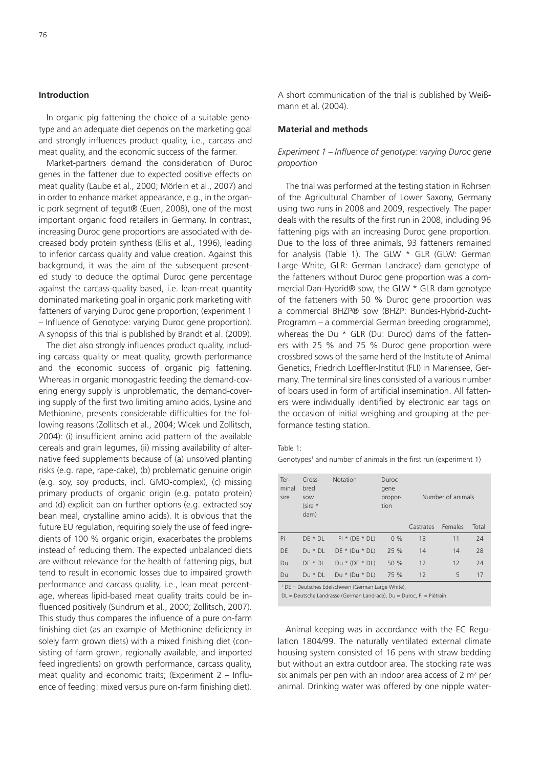## Introduction

In organic pig fattening the choice of a suitable genotype and an adequate diet depends on the marketing goal and strongly influences product quality, i.e., carcass and meat quality, and the economic success of the farmer.

Market-partners demand the consideration of Duroc genes in the fattener due to expected positive effects on meat quality (Laube et al., 2000; Mörlein et al., 2007) and in order to enhance market appearance, e.g., in the organic pork segment of tegut® (Euen, 2008), one of the most important organic food retailers in Germany. In contrast, increasing Duroc gene proportions are associated with decreased body protein synthesis (Ellis et al., 1996), leading to inferior carcass quality and value creation. Against this background, it was the aim of the subsequent presented study to deduce the optimal Duroc gene percentage against the carcass-quality based, i.e. lean-meat quantity dominated marketing goal in organic pork marketing with fatteners of varying Duroc gene proportion; (experiment 1 – Influence of Genotype: varying Duroc gene proportion). A synopsis of this trial is published by Brandt et al. (2009).

The diet also strongly influences product quality, including carcass quality or meat quality, growth performance and the economic success of organic pig fattening. Whereas in organic monogastric feeding the demand-covering energy supply is unproblematic, the demand-covering supply of the first two limiting amino acids, Lysine and Methionine, presents considerable difficulties for the following reasons (Zollitsch et al., 2004; Wlcek und Zollitsch, 2004): (i) insufficient amino acid pattern of the available cereals and grain legumes, (ii) missing availability of alternative feed supplements because of (a) unsolved planting risks (e.g. rape, rape-cake), (b) problematic genuine origin (e.g. soy, soy products, incl. GMO-complex), (c) missing primary products of organic origin (e.g. potato protein) and (d) explicit ban on further options (e.g. extracted soy bean meal, crystalline amino acids). It is obvious that the future EU regulation, requiring solely the use of feed ingredients of 100 % organic origin, exacerbates the problems instead of reducing them. The expected unbalanced diets are without relevance for the health of fattening pigs, but tend to result in economic losses due to impaired growth performance and carcass quality, i.e., lean meat percentage, whereas lipid-based meat quality traits could be influenced positively (Sundrum et al., 2000; Zollitsch, 2007). This study thus compares the influence of a pure on-farm finishing diet (as an example of Methionine deficiency in solely farm grown diets) with a mixed finishing diet (consisting of farm grown, regionally available, and imported feed ingredients) on growth performance, carcass quality, meat quality and economic traits; (Experiment 2 – Influence of feeding: mixed versus pure on-farm finishing diet). A short communication of the trial is published by Weißmann et al. (2004).

## Material and methods

### *Experiment 1 – Influence of genotype: varying Duroc gene proportion*

The trial was performed at the testing station in Rohrsen of the Agricultural Chamber of Lower Saxony, Germany using two runs in 2008 and 2009, respectively. The paper deals with the results of the first run in 2008, including 96 fattening pigs with an increasing Duroc gene proportion. Due to the loss of three animals, 93 fatteners remained for analysis (Table 1). The GLW * GLR (GLW: German Large White, GLR: German Landrace) dam genotype of the fatteners without Duroc gene proportion was a commercial Dan-Hybrid® sow, the GLW * GLR dam genotype of the fatteners with 50 % Duroc gene proportion was a commercial BHZP® sow (BHZP: Bundes-Hybrid-Zucht-Programm – a commercial German breeding programme), whereas the Du * GLR (Du: Duroc) dams of the fatteners with 25 % and 75 % Duroc gene proportion were crossbred sows of the same herd of the Institute of Animal Genetics, Friedrich Loeffler-Institut (FLI) in Mariensee, Germany. The terminal sire lines consisted of a various number of boars used in form of artificial insemination. All fatteners were individually identified by electronic ear tags on the occasion of initial weighing and grouping at the performance testing station.

Table 1:
Genotypes[1] and number of animals in the first run (experiment 1)

| Terminal sire | Crossbred sow (sire * dam) | Notation | Duroc gene proportion | Number of animals | | |
|---|---|---|---|---|---|---|
| | | | | Castrates | Females | Total |
| Pi | DE * DL | Pi * (DE * DL) | 0 % | 13 | 11 | 24 |
| DE | Du * DL | DE * (Du * DL) | 25 % | 14 | 14 | 28 |
| Du | DE * DL | Du * (DE * DL) | 50 % | 12 | 12 | 24 |
| Du | Du * DL | Du * (Du * DL) | 75 % | 12 | 5 | 17 |

[1] DE = Deutsches Edelschwein (German Large White),
DL = Deutsche Landrasse (German Landrace), Du = Duroc, Pi = Piétrain

Animal keeping was in accordance with the EC Regulation 1804/99. The naturally ventilated external climate housing system consisted of 16 pens with straw bedding but without an extra outdoor area. The stocking rate was six animals per pen with an indoor area access of 2 m² per animal. Drinking water was offered by one nipple water-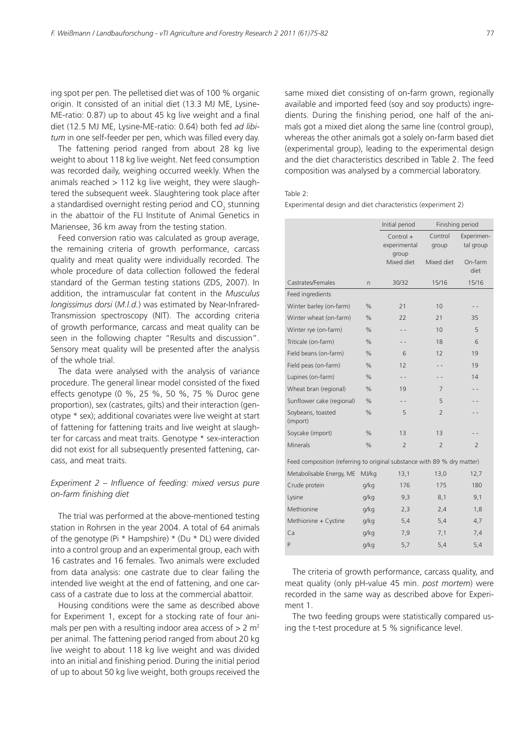ing spot per pen. The pelletised diet was of 100 % organic origin. It consisted of an initial diet (13.3 MJ ME, Lysine-ME-ratio: 0.87) up to about 45 kg live weight and a final diet (12.5 MJ ME, Lysine-ME-ratio: 0.64) both fed *ad libitum* in one self-feeder per pen, which was filled every day.

The fattening period ranged from about 28 kg live weight to about 118 kg live weight. Net feed consumption was recorded daily, weighing occurred weekly. When the animals reached > 112 kg live weight, they were slaughtered the subsequent week. Slaughtering took place after a standardised overnight resting period and $CO_2$ stunning in the abattoir of the FLI Institute of Animal Genetics in Mariensee, 36 km away from the testing station.

Feed conversion ratio was calculated as group average, the remaining criteria of growth performance, carcass quality and meat quality were individually recorded. The whole procedure of data collection followed the federal standard of the German testing stations (ZDS, 2007). In addition, the intramuscular fat content in the *Musculus longissimus dorsi* (*M.l.d.*) was estimated by Near-Infrared-Transmission spectroscopy (NIT). The according criteria of growth performance, carcass and meat quality can be seen in the following chapter "Results and discussion". Sensory meat quality will be presented after the analysis of the whole trial.

The data were analysed with the analysis of variance procedure. The general linear model consisted of the fixed effects genotype (0 %, 25 %, 50 %, 75 % Duroc gene proportion), sex (castrates, gilts) and their interaction (genotype * sex); additional covariates were live weight at start of fattening for fattening traits and live weight at slaughter for carcass and meat traits. Genotype * sex-interaction did not exist for all subsequently presented fattening, carcass, and meat traits.

### *Experiment 2 – Influence of feeding: mixed versus pure on-farm finishing diet*

The trial was performed at the above-mentioned testing station in Rohrsen in the year 2004. A total of 64 animals of the genotype (Pi * Hampshire) * (Du * DL) were divided into a control group and an experimental group, each with 16 castrates and 16 females. Two animals were excluded from data analysis: one castrate due to clear failing the intended live weight at the end of fattening, and one carcass of a castrate due to loss at the commercial abattoir.

Housing conditions were the same as described above for Experiment 1, except for a stocking rate of four animals per pen with a resulting indoor area access of > 2 m² per animal. The fattening period ranged from about 20 kg live weight to about 118 kg live weight and was divided into an initial and finishing period. During the initial period of up to about 50 kg live weight, both groups received the same mixed diet consisting of on-farm grown, regionally available and imported feed (soy and soy products) ingredients. During the finishing period, one half of the animals got a mixed diet along the same line (control group), whereas the other animals got a solely on-farm based diet (experimental group), leading to the experimental design and the diet characteristics described in Table 2. The feed composition was analysed by a commercial laboratory.

Table 2:

Experimental design and diet characteristics (experiment 2)

| | | Initial period | Finishing period | |
|---|---|---|---|---|
| | | Control + experimental group | Control group | Experimental group |
| | | Mixed diet | Mixed diet | On-farm diet |
| Castrates/Females | n | 30/32 | 15/16 | 15/16 |
| Feed ingredients | | | | |
| Winter barley (on-farm) | % | 21 | 10 | - - |
| Winter wheat (on-farm) | % | 22 | 21 | 35 |
| Winter rye (on-farm) | % | - - | 10 | 5 |
| Triticale (on-farm) | % | - - | 18 | 6 |
| Field beans (on-farm) | % | 6 | 12 | 19 |
| Field peas (on-farm) | % | 12 | - - | 19 |
| Lupines (on-farm) | % | - - | - - | 14 |
| Wheat bran (regional) | % | 19 | 7 | - - |
| Sunflower cake (regional) | % | - - | 5 | - - |
| Soybeans, toasted (import) | % | 5 | 2 | - - |
| Soycake (import) | % | 13 | 13 | - - |
| Minerals | % | 2 | 2 | 2 |
| Feed composition (referring to original substance with 89 % dry matter) | | | | |
| Metabolisable Energy, ME | MJ/kg | 13,1 | 13,0 | 12,7 |
| Crude protein | g/kg | 176 | 175 | 180 |
| Lysine | g/kg | 9,3 | 8,1 | 9,1 |
| Methionine | g/kg | 2,3 | 2,4 | 1,8 |
| Methionine + Cystine | g/kg | 5,4 | 5,4 | 4,7 |
| Ca | g/kg | 7,9 | 7,1 | 7,4 |
| P | g/kg | 5,7 | 5,4 | 5,4 |

The criteria of growth performance, carcass quality, and meat quality (only pH-value 45 min. *post mortem*) were recorded in the same way as described above for Experiment 1.

The two feeding groups were statistically compared using the t-test procedure at 5 % significance level.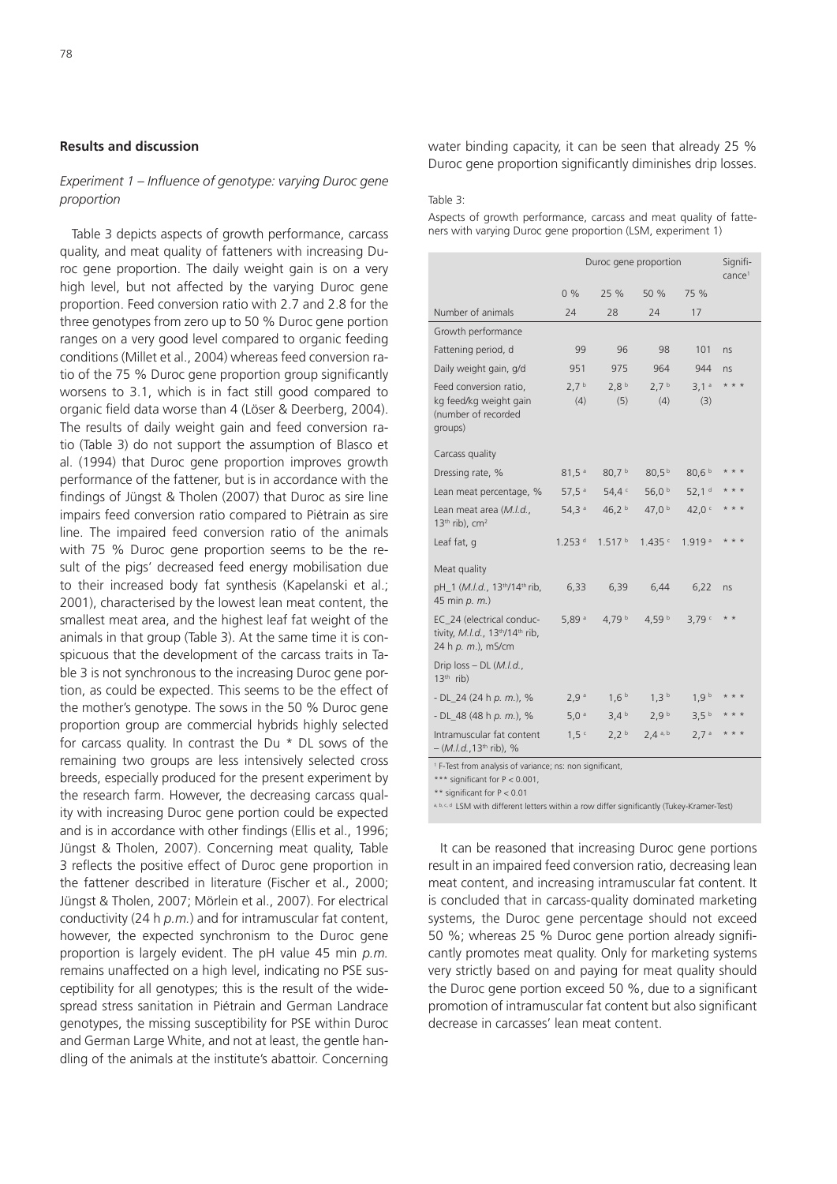## Results and discussion

### *Experiment 1 – Influence of genotype: varying Duroc gene proportion*

Table 3 depicts aspects of growth performance, carcass quality, and meat quality of fatteners with increasing Duroc gene proportion. The daily weight gain is on a very high level, but not affected by the varying Duroc gene proportion. Feed conversion ratio with 2.7 and 2.8 for the three genotypes from zero up to 50 % Duroc gene portion ranges on a very good level compared to organic feeding conditions (Millet et al., 2004) whereas feed conversion ratio of the 75 % Duroc gene proportion group significantly worsens to 3.1, which is in fact still good compared to organic field data worse than 4 (Löser & Deerberg, 2004). The results of daily weight gain and feed conversion ratio (Table 3) do not support the assumption of Blasco et al. (1994) that Duroc gene proportion improves growth performance of the fattener, but is in accordance with the findings of Jüngst & Tholen (2007) that Duroc as sire line impairs feed conversion ratio compared to Piétrain as sire line. The impaired feed conversion ratio of the animals with 75 % Duroc gene proportion seems to be the result of the pigs' decreased feed energy mobilisation due to their increased body fat synthesis (Kapelanski et al.; 2001), characterised by the lowest lean meat content, the smallest meat area, and the highest leaf fat weight of the animals in that group (Table 3). At the same time it is conspicuous that the development of the carcass traits in Table 3 is not synchronous to the increasing Duroc gene portion, as could be expected. This seems to be the effect of the mother's genotype. The sows in the 50 % Duroc gene proportion group are commercial hybrids highly selected for carcass quality. In contrast the Du * DL sows of the remaining two groups are less intensively selected cross breeds, especially produced for the present experiment by the research farm. However, the decreasing carcass quality with increasing Duroc gene portion could be expected and is in accordance with other findings (Ellis et al., 1996; Jüngst & Tholen, 2007). Concerning meat quality, Table 3 reflects the positive effect of Duroc gene proportion in the fattener described in literature (Fischer et al., 2000; Jüngst & Tholen, 2007; Mörlein et al., 2007). For electrical conductivity (24 h *p.m.*) and for intramuscular fat content, however, the expected synchronism to the Duroc gene proportion is largely evident. The pH value 45 min *p.m.* remains unaffected on a high level, indicating no PSE susceptibility for all genotypes; this is the result of the widespread stress sanitation in Piétrain and German Landrace genotypes, the missing susceptibility for PSE within Duroc and German Large White, and not at least, the gentle handling of the animals at the institute's abattoir. Concerning water binding capacity, it can be seen that already 25 % Duroc gene proportion significantly diminishes drip losses.

Table 3:

Aspects of growth performance, carcass and meat quality of fatteners with varying Duroc gene proportion (LSM, experiment 1)

| | Duroc gene proportion | | | | Significance[1] |
|---|---|---|---|---|---|
| | 0 % | 25 % | 50 % | 75 % | |
| Number of animals | 24 | 28 | 24 | 17 | |
| Growth performance | | | | | |
| Fattening period, d | 99 | 96 | 98 | 101 | ns |
| Daily weight gain, g/d | 951 | 975 | 964 | 944 | ns |
| Feed conversion ratio, kg feed/kg weight gain (number of recorded groups) | 2,7 [b] (4) | 2,8 [b] (5) | 2,7 [b] (4) | 3,1 [a] (3) | * * * |
| Carcass quality | | | | | |
| Dressing rate, % | 81,5 [a] | 80,7 [b] | 80,5 [b] | 80,6 [b] | * * * |
| Lean meat percentage, % | 57,5 [a] | 54,4 [c] | 56,0 [b] | 52,1 [d] | * * * |
| Lean meat area (*M.l.d.*, 13[th] rib), cm² | 54,3 [a] | 46,2 [b] | 47,0 [b] | 42,0 [c] | * * * |
| Leaf fat, g | 1.253 [d] | 1.517 [b] | 1.435 [c] | 1.919 [a] | * * * |
| Meat quality | | | | | |
| pH_1 (*M.l.d.*, 13[th]/14[th] rib, 45 min *p. m.*) | 6,33 | 6,39 | 6,44 | 6,22 | ns |
| EC_24 (electrical conductivity, *M.l.d.*, 13[th]/14[th] rib, 24 h *p. m.*), mS/cm | 5,89 [a] | 4,79 [b] | 4,59 [b] | 3,79 [c] | * * |
| Drip loss – DL (*M.l.d.*, 13[th] rib) | | | | | |
| - DL_24 (24 h *p. m.*), % | 2,9 [a] | 1,6 [b] | 1,3 [b] | 1,9 [b] | * * * |
| - DL_48 (48 h *p. m.*), % | 5,0 [a] | 3,4 [b] | 2,9 [b] | 3,5 [b] | * * * |
| Intramuscular fat content – (*M.l.d.*,13[th] rib), % | 1,5 [c] | 2,2 [b] | 2,4 [a, b] | 2,7 [a] | * * * |

[1] F-Test from analysis of variance; ns: non significant,
*** significant for $P < 0.001$,
** significant for $P < 0.01$
[a, b, c, d] LSM with different letters within a row differ significantly (Tukey-Kramer-Test)

It can be reasoned that increasing Duroc gene portions result in an impaired feed conversion ratio, decreasing lean meat content, and increasing intramuscular fat content. It is concluded that in carcass-quality dominated marketing systems, the Duroc gene percentage should not exceed 50 %; whereas 25 % Duroc gene portion already significantly promotes meat quality. Only for marketing systems very strictly based on and paying for meat quality should the Duroc gene portion exceed 50 %, due to a significant promotion of intramuscular fat content but also significant decrease in carcasses' lean meat content.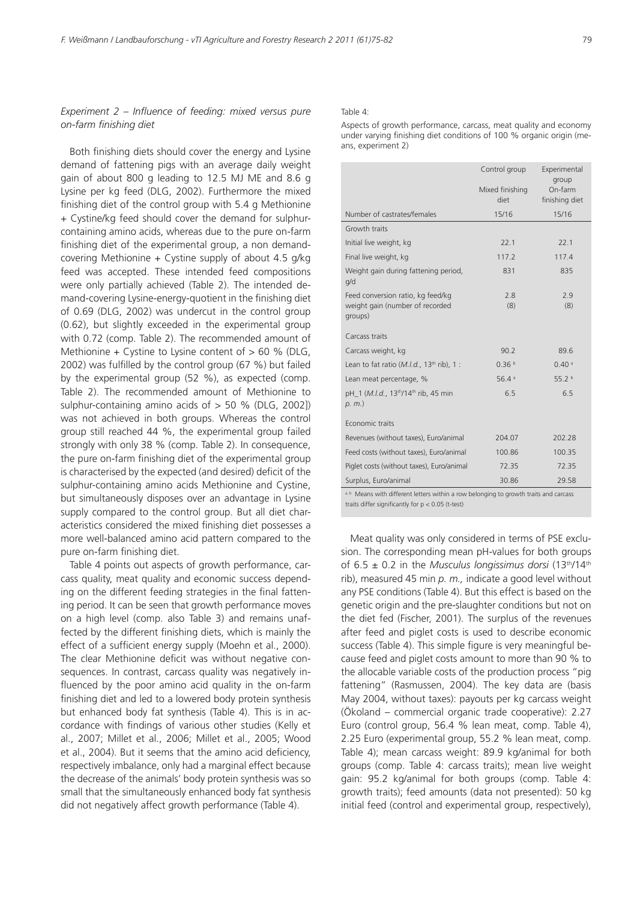*Experiment 2 – Influence of feeding: mixed versus pure on-farm finishing diet*

Both finishing diets should cover the energy and Lysine demand of fattening pigs with an average daily weight gain of about 800 g leading to 12.5 MJ ME and 8.6 g Lysine per kg feed (DLG, 2002). Furthermore the mixed finishing diet of the control group with 5.4 g Methionine + Cystine/kg feed should cover the demand for sulphur-containing amino acids, whereas due to the pure on-farm finishing diet of the experimental group, a non demand-covering Methionine + Cystine supply of about 4.5 g/kg feed was accepted. These intended feed compositions were only partially achieved (Table 2). The intended demand-covering Lysine-energy-quotient in the finishing diet of 0.69 (DLG, 2002) was undercut in the control group (0.62), but slightly exceeded in the experimental group with 0.72 (comp. Table 2). The recommended amount of Methionine + Cystine to Lysine content of > 60 % (DLG, 2002) was fulfilled by the control group (67 %) but failed by the experimental group (52 %), as expected (comp. Table 2). The recommended amount of Methionine to sulphur-containing amino acids of > 50 % (DLG, 2002]) was not achieved in both groups. Whereas the control group still reached 44 %, the experimental group failed strongly with only 38 % (comp. Table 2). In consequence, the pure on-farm finishing diet of the experimental group is characterised by the expected (and desired) deficit of the sulphur-containing amino acids Methionine and Cystine, but simultaneously disposes over an advantage in Lysine supply compared to the control group. But all diet characteristics considered the mixed finishing diet possesses a more well-balanced amino acid pattern compared to the pure on-farm finishing diet.

Table 4 points out aspects of growth performance, carcass quality, meat quality and economic success depending on the different feeding strategies in the final fattening period. It can be seen that growth performance moves on a high level (comp. also Table 3) and remains unaffected by the different finishing diets, which is mainly the effect of a sufficient energy supply (Moehn et al., 2000). The clear Methionine deficit was without negative consequences. In contrast, carcass quality was negatively influenced by the poor amino acid quality in the on-farm finishing diet and led to a lowered body protein synthesis but enhanced body fat synthesis (Table 4). This is in accordance with findings of various other studies (Kelly et al., 2007; Millet et al., 2006; Millet et al., 2005; Wood et al., 2004). But it seems that the amino acid deficiency, respectively imbalance, only had a marginal effect because the decrease of the animals' body protein synthesis was so small that the simultaneously enhanced body fat synthesis did not negatively affect growth performance (Table 4).

Table 4:

Aspects of growth performance, carcass, meat quality and economy under varying finishing diet conditions of 100 % organic origin (means, experiment 2)

| | Control group<br>Mixed finishing diet | Experimental group<br>On-farm finishing diet |
|---|---|---|
| Number of castrates/females | 15/16 | 15/16 |
| **Growth traits** | | |
| Initial live weight, kg | 22.1 | 22.1 |
| Final live weight, kg | 117.2 | 117.4 |
| Weight gain during fattening period, g/d | 831 | 835 |
| Feed conversion ratio, kg feed/kg weight gain (number of recorded groups) | 2.8<br>(8) | 2.9<br>(8) |
| **Carcass traits** | | |
| Carcass weight, kg | 90.2 | 89.6 |
| Lean to fat ratio (*M.l.d.*, 13th rib), 1 : | 0.36 [b] | 0.40 [a] |
| Lean meat percentage, % | 56.4 [a] | 55.2 [b] |
| pH_1 (*M.l.d.*, 13th/14th rib, 45 min *p. m.*) | 6.5 | 6.5 |
| **Economic traits** | | |
| Revenues (without taxes), Euro/animal | 204.07 | 202.28 |
| Feed costs (without taxes), Euro/animal | 100.86 | 100.35 |
| Piglet costs (without taxes), Euro/animal | 72.35 | 72.35 |
| Surplus, Euro/animal | 30.86 | 29.58 |

[a, b] Means with different letters within a row belonging to growth traits and carcass traits differ significantly for $p < 0.05$ (t-test)

Meat quality was only considered in terms of PSE exclusion. The corresponding mean pH-values for both groups of 6.5 ± 0.2 in the *Musculus longissimus dorsi* (13th/14th rib), measured 45 min *p. m.,* indicate a good level without any PSE conditions (Table 4). But this effect is based on the genetic origin and the pre-slaughter conditions but not on the diet fed (Fischer, 2001). The surplus of the revenues after feed and piglet costs is used to describe economic success (Table 4). This simple figure is very meaningful because feed and piglet costs amount to more than 90 % to the allocable variable costs of the production process "pig fattening" (Rasmussen, 2004). The key data are (basis May 2004, without taxes): payouts per kg carcass weight (Ökoland – commercial organic trade cooperative): 2.27 Euro (control group, 56.4 % lean meat, comp. Table 4), 2.25 Euro (experimental group, 55.2 % lean meat, comp. Table 4); mean carcass weight: 89.9 kg/animal for both groups (comp. Table 4: carcass traits); mean live weight gain: 95.2 kg/animal for both groups (comp. Table 4: growth traits); feed amounts (data not presented): 50 kg initial feed (control and experimental group, respectively),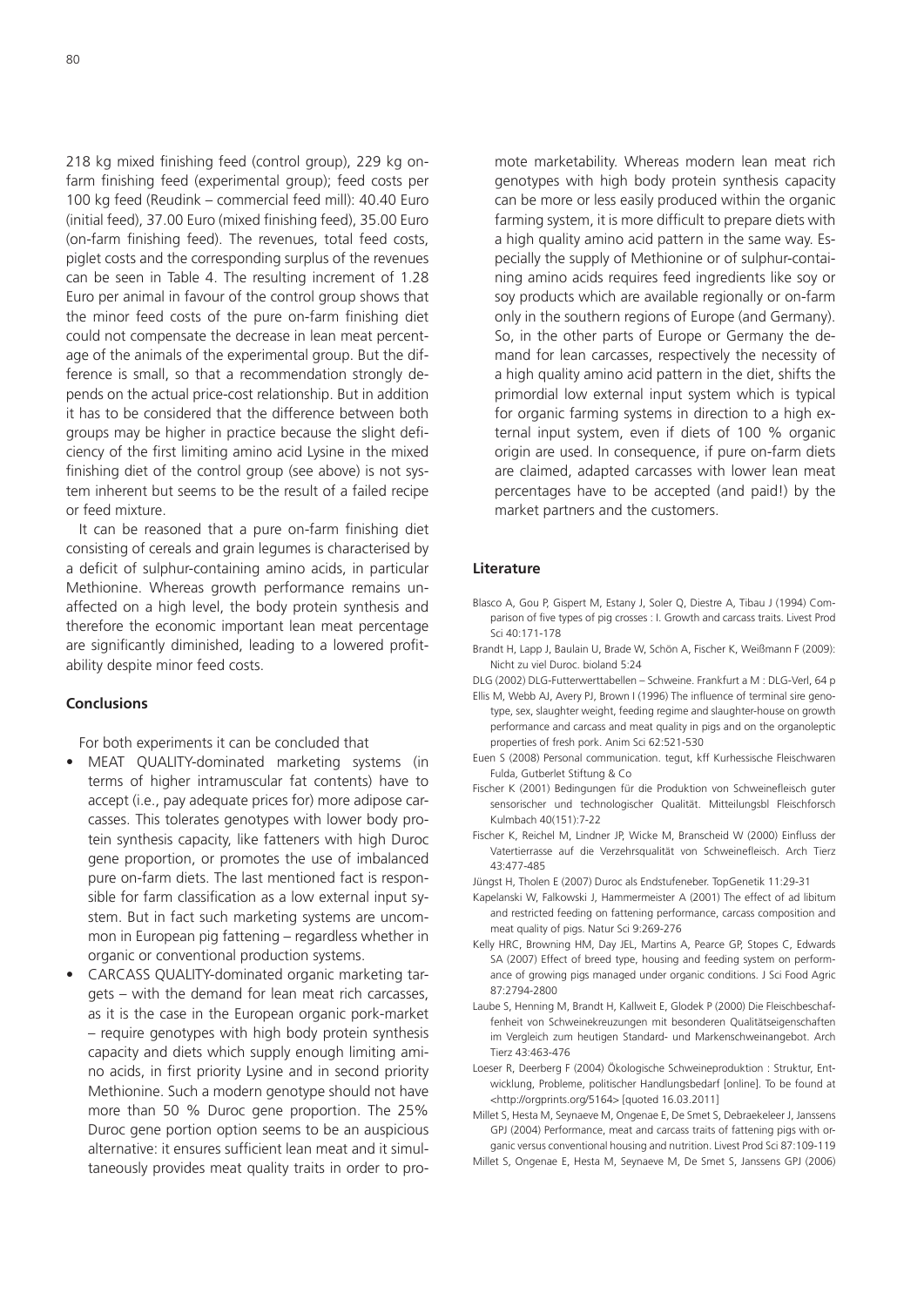218 kg mixed finishing feed (control group), 229 kg on-farm finishing feed (experimental group); feed costs per 100 kg feed (Reudink – commercial feed mill): 40.40 Euro (initial feed), 37.00 Euro (mixed finishing feed), 35.00 Euro (on-farm finishing feed). The revenues, total feed costs, piglet costs and the corresponding surplus of the revenues can be seen in Table 4. The resulting increment of 1.28 Euro per animal in favour of the control group shows that the minor feed costs of the pure on-farm finishing diet could not compensate the decrease in lean meat percentage of the animals of the experimental group. But the difference is small, so that a recommendation strongly depends on the actual price-cost relationship. But in addition it has to be considered that the difference between both groups may be higher in practice because the slight deficiency of the first limiting amino acid Lysine in the mixed finishing diet of the control group (see above) is not system inherent but seems to be the result of a failed recipe or feed mixture.

It can be reasoned that a pure on-farm finishing diet consisting of cereals and grain legumes is characterised by a deficit of sulphur-containing amino acids, in particular Methionine. Whereas growth performance remains unaffected on a high level, the body protein synthesis and therefore the economic important lean meat percentage are significantly diminished, leading to a lowered profitability despite minor feed costs.

## Conclusions

For both experiments it can be concluded that

- MEAT QUALITY-dominated marketing systems (in terms of higher intramuscular fat contents) have to accept (i.e., pay adequate prices for) more adipose carcasses. This tolerates genotypes with lower body protein synthesis capacity, like fatteners with high Duroc gene proportion, or promotes the use of imbalanced pure on-farm diets. The last mentioned fact is responsible for farm classification as a low external input system. But in fact such marketing systems are uncommon in European pig fattening – regardless whether in organic or conventional production systems.
- CARCASS QUALITY-dominated organic marketing targets – with the demand for lean meat rich carcasses, as it is the case in the European organic pork-market – require genotypes with high body protein synthesis capacity and diets which supply enough limiting amino acids, in first priority Lysine and in second priority Methionine. Such a modern genotype should not have more than 50 % Duroc gene proportion. The 25% Duroc gene portion option seems to be an auspicious alternative: it ensures sufficient lean meat and it simultaneously provides meat quality traits in order to promote marketability. Whereas modern lean meat rich genotypes with high body protein synthesis capacity can be more or less easily produced within the organic farming system, it is more difficult to prepare diets with a high quality amino acid pattern in the same way. Especially the supply of Methionine or of sulphur-containing amino acids requires feed ingredients like soy or soy products which are available regionally or on-farm only in the southern regions of Europe (and Germany). So, in the other parts of Europe or Germany the demand for lean carcasses, respectively the necessity of a high quality amino acid pattern in the diet, shifts the primordial low external input system which is typical for organic farming systems in direction to a high external input system, even if diets of 100 % organic origin are used. In consequence, if pure on-farm diets are claimed, adapted carcasses with lower lean meat percentages have to be accepted (and paid!) by the market partners and the customers.

## Literature

Blasco A, Gou P, Gispert M, Estany J, Soler Q, Diestre A, Tibau J (1994) Comparison of five types of pig crosses : I. Growth and carcass traits. Livest Prod Sci 40:171-178

Brandt H, Lapp J, Baulain U, Brade W, Schön A, Fischer K, Weißmann F (2009): Nicht zu viel Duroc. bioland 5:24

DLG (2002) DLG-Futterwerttabellen – Schweine. Frankfurt a M : DLG-Verl, 64 p

Ellis M, Webb AJ, Avery PJ, Brown I (1996) The influence of terminal sire genotype, sex, slaughter weight, feeding regime and slaughter-house on growth performance and carcass and meat quality in pigs and on the organoleptic properties of fresh pork. Anim Sci 62:521-530

Euen S (2008) Personal communication. tegut, kff Kurhessische Fleischwaren Fulda, Gutberlet Stiftung & Co

Fischer K (2001) Bedingungen für die Produktion von Schweinefleisch guter sensorischer und technologischer Qualität. Mitteilungsbl Fleischforsch Kulmbach 40(151):7-22

Fischer K, Reichel M, Lindner JP, Wicke M, Branscheid W (2000) Einfluss der Vatertierrasse auf die Verzehrsqualität von Schweinefleisch. Arch Tierz 43:477-485

Jüngst H, Tholen E (2007) Duroc als Endstufeneber. TopGenetik 11:29-31

Kapelanski W, Falkowski J, Hammermeister A (2001) The effect of ad libitum and restricted feeding on fattening performance, carcass composition and meat quality of pigs. Natur Sci 9:269-276

Kelly HRC, Browning HM, Day JEL, Martins A, Pearce GP, Stopes C, Edwards SA (2007) Effect of breed type, housing and feeding system on performance of growing pigs managed under organic conditions. J Sci Food Agric 87:2794-2800

Laube S, Henning M, Brandt H, Kallweit E, Glodek P (2000) Die Fleischbeschaffenheit von Schweinekreuzungen mit besonderen Qualitätseigenschaften im Vergleich zum heutigen Standard- und Markenschweinangebot. Arch Tierz 43:463-476

Loeser R, Deerberg F (2004) Ökologische Schweineproduktion : Struktur, Entwicklung, Probleme, politischer Handlungsbedarf [online]. To be found at <http://orgprints.org/5164> [quoted 16.03.2011]

Millet S, Hesta M, Seynaeve M, Ongenae E, De Smet S, Debraekeleer J, Janssens GPJ (2004) Performance, meat and carcass traits of fattening pigs with organic versus conventional housing and nutrition. Livest Prod Sci 87:109-119

Millet S, Ongenae E, Hesta M, Seynaeve M, De Smet S, Janssens GPJ (2006)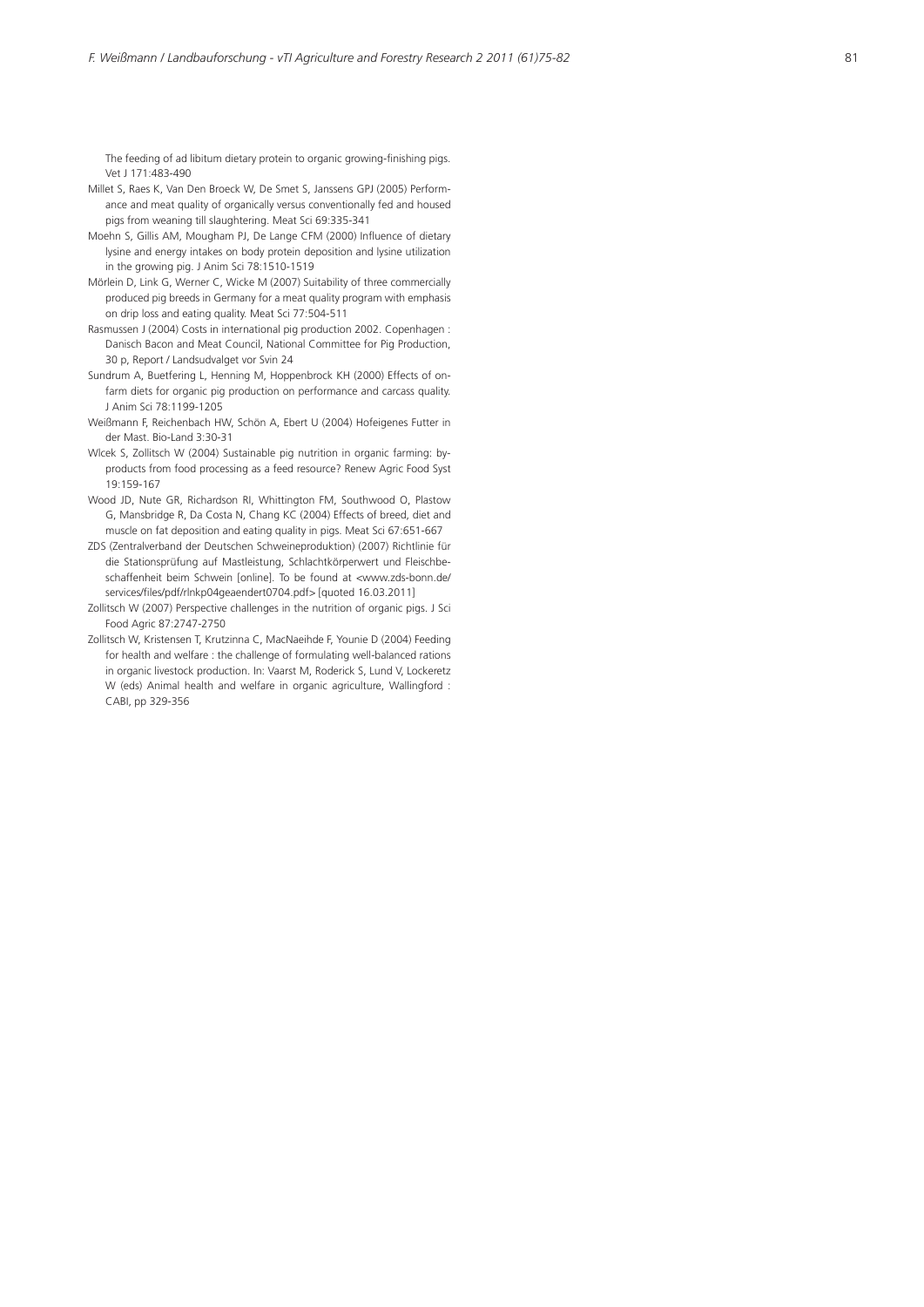The feeding of ad libitum dietary protein to organic growing-finishing pigs. Vet J 171:483-490

Millet S, Raes K, Van Den Broeck W, De Smet S, Janssens GPJ (2005) Performance and meat quality of organically versus conventionally fed and housed pigs from weaning till slaughtering. Meat Sci 69:335-341

Moehn S, Gillis AM, Mougham PJ, De Lange CFM (2000) Influence of dietary lysine and energy intakes on body protein deposition and lysine utilization in the growing pig. J Anim Sci 78:1510-1519

Mörlein D, Link G, Werner C, Wicke M (2007) Suitability of three commercially produced pig breeds in Germany for a meat quality program with emphasis on drip loss and eating quality. Meat Sci 77:504-511

Rasmussen J (2004) Costs in international pig production 2002. Copenhagen : Danisch Bacon and Meat Council, National Committee for Pig Production, 30 p, Report / Landsudvalget vor Svin 24

Sundrum A, Buetfering L, Henning M, Hoppenbrock KH (2000) Effects of on-farm diets for organic pig production on performance and carcass quality. J Anim Sci 78:1199-1205

Weißmann F, Reichenbach HW, Schön A, Ebert U (2004) Hofeigenes Futter in der Mast. Bio-Land 3:30-31

Wlcek S, Zollitsch W (2004) Sustainable pig nutrition in organic farming: by-products from food processing as a feed resource? Renew Agric Food Syst 19:159-167

Wood JD, Nute GR, Richardson RI, Whittington FM, Southwood O, Plastow G, Mansbridge R, Da Costa N, Chang KC (2004) Effects of breed, diet and muscle on fat deposition and eating quality in pigs. Meat Sci 67:651-667

ZDS (Zentralverband der Deutschen Schweineproduktion) (2007) Richtlinie für die Stationsprüfung auf Mastleistung, Schlachtkörperwert und Fleischbeschaffenheit beim Schwein [online]. To be found at <www.zds-bonn.de/services/files/pdf/rlnkp04geaendert0704.pdf> [quoted 16.03.2011]

Zollitsch W (2007) Perspective challenges in the nutrition of organic pigs. J Sci Food Agric 87:2747-2750

Zollitsch W, Kristensen T, Krutzinna C, MacNaeihde F, Younie D (2004) Feeding for health and welfare : the challenge of formulating well-balanced rations in organic livestock production. In: Vaarst M, Roderick S, Lund V, Lockeretz W (eds) Animal health and welfare in organic agriculture, Wallingford : CABI, pp 329-356